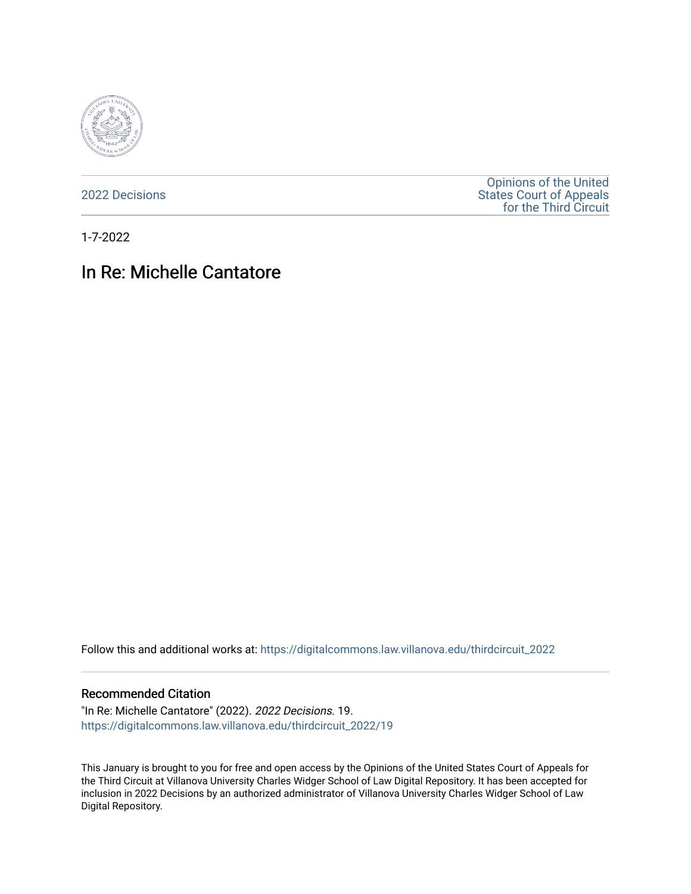2022 Decisions

Opinions of the United States Court of Appeals for the Third Circuit

1-7-2022

# In Re: Michelle Cantatore

Follow this and additional works at: https://digitalcommons.law.villanova.edu/thirdcircuit_2022

## Recommended Citation

"In Re: Michelle Cantatore" (2022). *2022 Decisions*. 19.
https://digitalcommons.law.villanova.edu/thirdcircuit_2022/19

This January is brought to you for free and open access by the Opinions of the United States Court of Appeals for the Third Circuit at Villanova University Charles Widger School of Law Digital Repository. It has been accepted for inclusion in 2022 Decisions by an authorized administrator of Villanova University Charles Widger School of Law Digital Repository.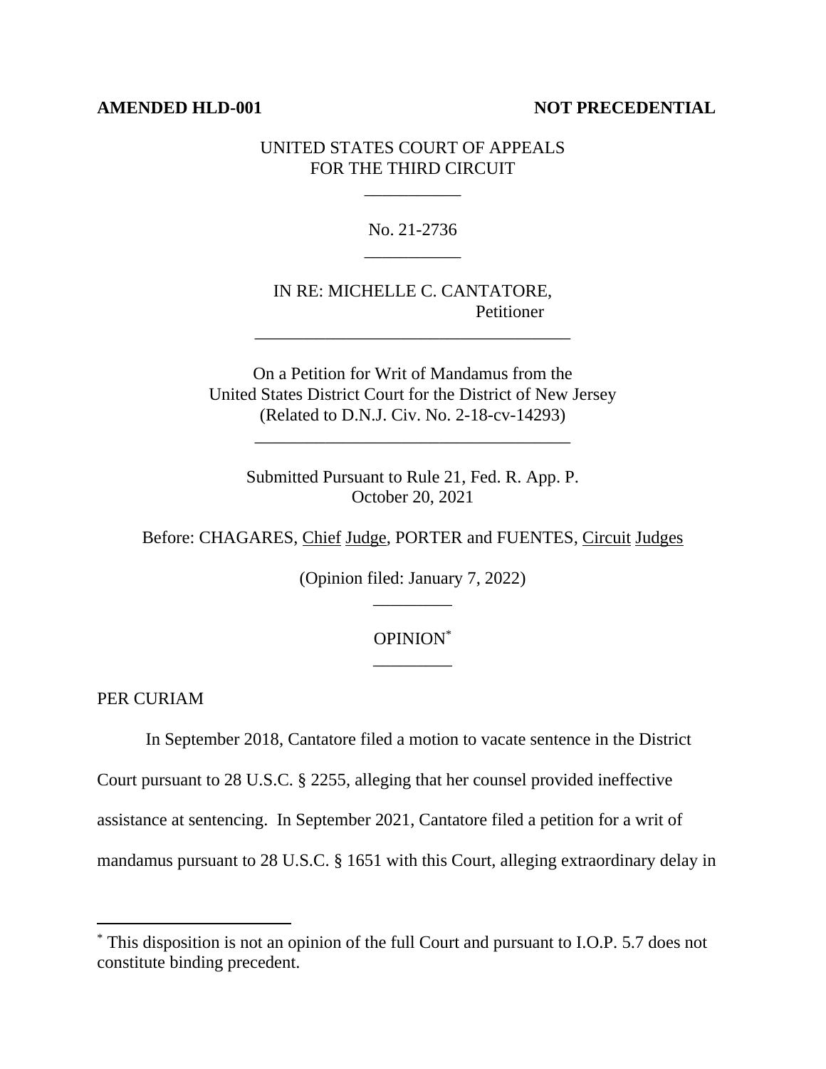**AMENDED HLD-001** **NOT PRECEDENTIAL**

UNITED STATES COURT OF APPEALS
FOR THE THIRD CIRCUIT

\_\_\_\_\_\_\_\_\_\_\_

No. 21-2736

\_\_\_\_\_\_\_\_\_\_\_

IN RE: MICHELLE C. CANTATORE,
Petitioner

\_\_\_\_\_\_\_\_\_\_\_\_\_\_\_\_\_\_\_\_\_\_\_\_\_\_\_\_\_\_\_\_\_\_\_\_

On a Petition for Writ of Mandamus from the
United States District Court for the District of New Jersey
(Related to D.N.J. Civ. No. 2-18-cv-14293)

\_\_\_\_\_\_\_\_\_\_\_\_\_\_\_\_\_\_\_\_\_\_\_\_\_\_\_\_\_\_\_\_\_\_\_\_

Submitted Pursuant to Rule 21, Fed. R. App. P.
October 20, 2021

Before: CHAGARES, Chief Judge, PORTER and FUENTES, Circuit Judges

(Opinion filed: January 7, 2022)

\_\_\_\_\_\_\_\_\_

OPINION[*]

\_\_\_\_\_\_\_\_\_

PER CURIAM

In September 2018, Cantatore filed a motion to vacate sentence in the District Court pursuant to 28 U.S.C. § 2255, alleging that her counsel provided ineffective assistance at sentencing. In September 2021, Cantatore filed a petition for a writ of mandamus pursuant to 28 U.S.C. § 1651 with this Court, alleging extraordinary delay in

---

[*] This disposition is not an opinion of the full Court and pursuant to I.O.P. 5.7 does not constitute binding precedent.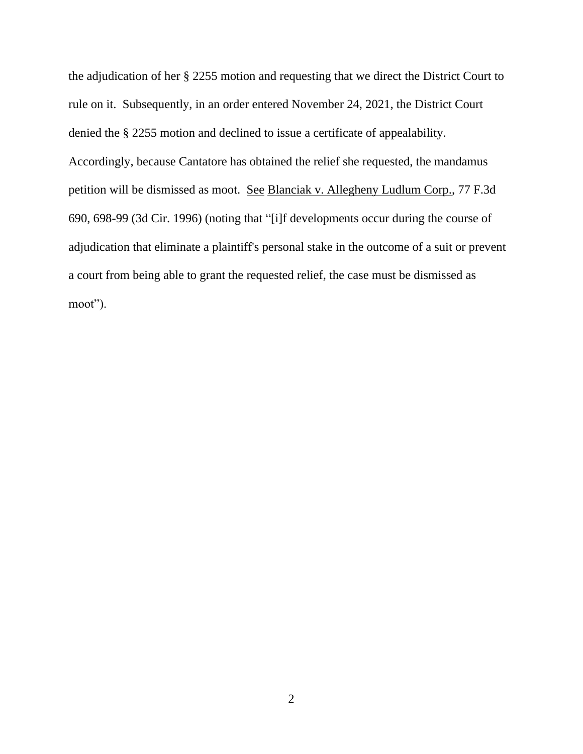the adjudication of her § 2255 motion and requesting that we direct the District Court to rule on it. Subsequently, in an order entered November 24, 2021, the District Court denied the § 2255 motion and declined to issue a certificate of appealability. Accordingly, because Cantatore has obtained the relief she requested, the mandamus petition will be dismissed as moot. See Blanciak v. Allegheny Ludlum Corp., 77 F.3d 690, 698-99 (3d Cir. 1996) (noting that "[i]f developments occur during the course of adjudication that eliminate a plaintiff's personal stake in the outcome of a suit or prevent a court from being able to grant the requested relief, the case must be dismissed as moot").